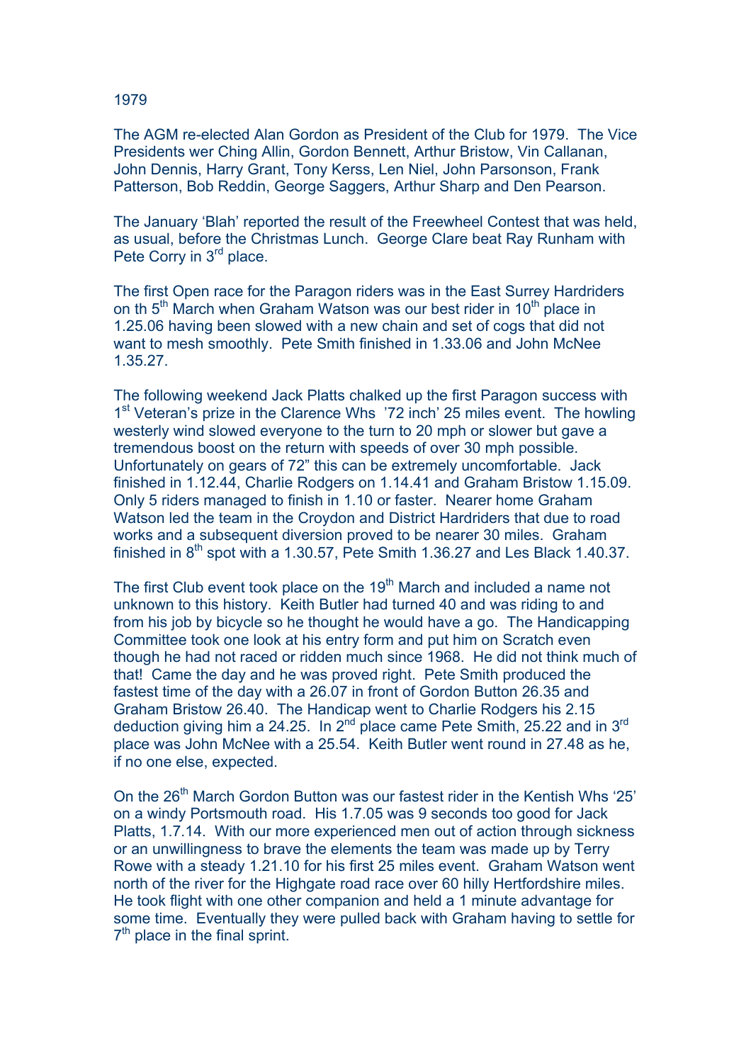1979

The AGM re-elected Alan Gordon as President of the Club for 1979. The Vice Presidents wer Ching Allin, Gordon Bennett, Arthur Bristow, Vin Callanan, John Dennis, Harry Grant, Tony Kerss, Len Niel, John Parsonson, Frank Patterson, Bob Reddin, George Saggers, Arthur Sharp and Den Pearson.

The January 'Blah' reported the result of the Freewheel Contest that was held, as usual, before the Christmas Lunch. George Clare beat Ray Runham with Pete Corry in 3rd place.

The first Open race for the Paragon riders was in the East Surrey Hardriders on th 5th March when Graham Watson was our best rider in 10th place in 1.25.06 having been slowed with a new chain and set of cogs that did not want to mesh smoothly. Pete Smith finished in 1.33.06 and John McNee 1.35.27.

The following weekend Jack Platts chalked up the first Paragon success with 1st Veteran's prize in the Clarence Whs '72 inch' 25 miles event. The howling westerly wind slowed everyone to the turn to 20 mph or slower but gave a tremendous boost on the return with speeds of over 30 mph possible. Unfortunately on gears of 72" this can be extremely uncomfortable. Jack finished in 1.12.44, Charlie Rodgers on 1.14.41 and Graham Bristow 1.15.09. Only 5 riders managed to finish in 1.10 or faster. Nearer home Graham Watson led the team in the Croydon and District Hardriders that due to road works and a subsequent diversion proved to be nearer 30 miles. Graham finished in 8th spot with a 1.30.57, Pete Smith 1.36.27 and Les Black 1.40.37.

The first Club event took place on the 19th March and included a name not unknown to this history. Keith Butler had turned 40 and was riding to and from his job by bicycle so he thought he would have a go. The Handicapping Committee took one look at his entry form and put him on Scratch even though he had not raced or ridden much since 1968. He did not think much of that! Came the day and he was proved right. Pete Smith produced the fastest time of the day with a 26.07 in front of Gordon Button 26.35 and Graham Bristow 26.40. The Handicap went to Charlie Rodgers his 2.15 deduction giving him a 24.25. In 2nd place came Pete Smith, 25.22 and in 3rd place was John McNee with a 25.54. Keith Butler went round in 27.48 as he, if no one else, expected.

On the 26th March Gordon Button was our fastest rider in the Kentish Whs '25' on a windy Portsmouth road. His 1.7.05 was 9 seconds too good for Jack Platts, 1.7.14. With our more experienced men out of action through sickness or an unwillingness to brave the elements the team was made up by Terry Rowe with a steady 1.21.10 for his first 25 miles event. Graham Watson went north of the river for the Highgate road race over 60 hilly Hertfordshire miles. He took flight with one other companion and held a 1 minute advantage for some time. Eventually they were pulled back with Graham having to settle for 7th place in the final sprint.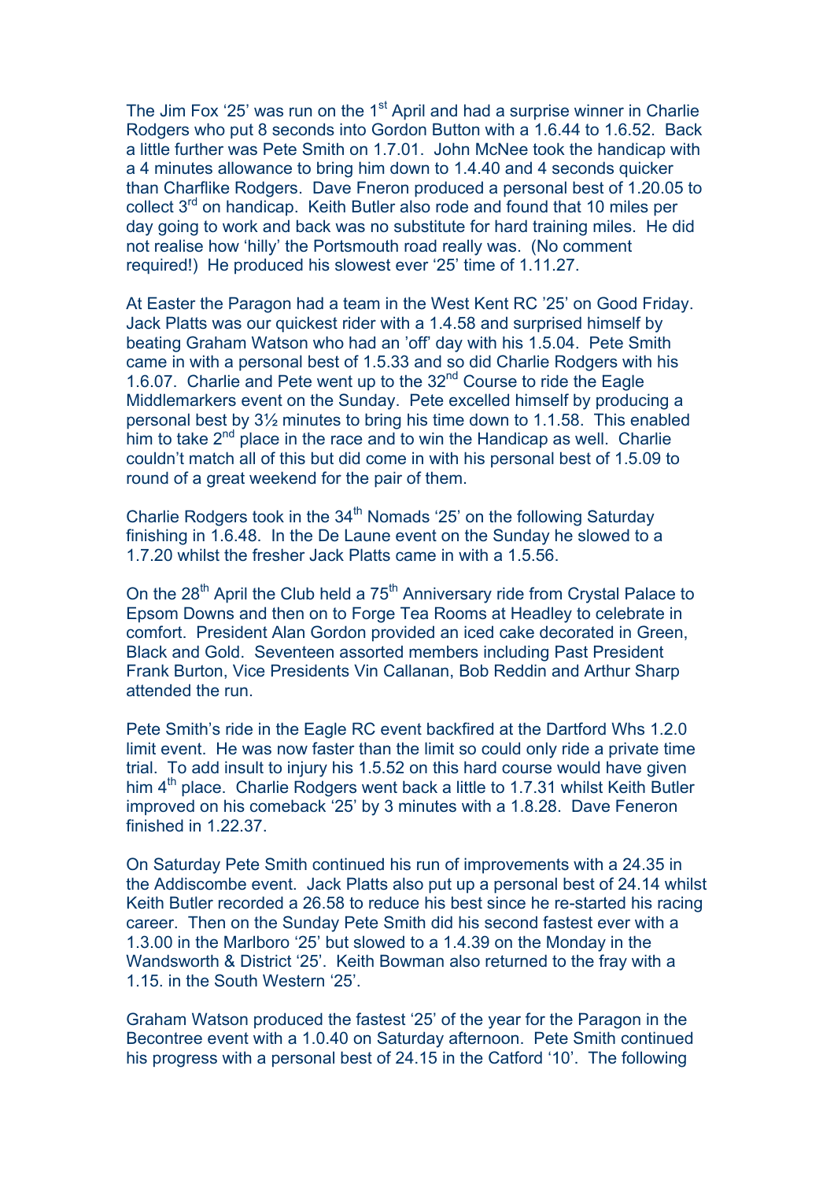The Jim Fox '25' was run on the 1st April and had a surprise winner in Charlie Rodgers who put 8 seconds into Gordon Button with a 1.6.44 to 1.6.52. Back a little further was Pete Smith on 1.7.01. John McNee took the handicap with a 4 minutes allowance to bring him down to 1.4.40 and 4 seconds quicker than Charflike Rodgers. Dave Fneron produced a personal best of 1.20.05 to collect 3rd on handicap. Keith Butler also rode and found that 10 miles per day going to work and back was no substitute for hard training miles. He did not realise how 'hilly' the Portsmouth road really was. (No comment required!) He produced his slowest ever '25' time of 1.11.27.

At Easter the Paragon had a team in the West Kent RC '25' on Good Friday. Jack Platts was our quickest rider with a 1.4.58 and surprised himself by beating Graham Watson who had an 'off' day with his 1.5.04. Pete Smith came in with a personal best of 1.5.33 and so did Charlie Rodgers with his 1.6.07. Charlie and Pete went up to the 32nd Course to ride the Eagle Middlemarkers event on the Sunday. Pete excelled himself by producing a personal best by 3½ minutes to bring his time down to 1.1.58. This enabled him to take 2nd place in the race and to win the Handicap as well. Charlie couldn't match all of this but did come in with his personal best of 1.5.09 to round of a great weekend for the pair of them.

Charlie Rodgers took in the 34th Nomads '25' on the following Saturday finishing in 1.6.48. In the De Laune event on the Sunday he slowed to a 1.7.20 whilst the fresher Jack Platts came in with a 1.5.56.

On the 28th April the Club held a 75th Anniversary ride from Crystal Palace to Epsom Downs and then on to Forge Tea Rooms at Headley to celebrate in comfort. President Alan Gordon provided an iced cake decorated in Green, Black and Gold. Seventeen assorted members including Past President Frank Burton, Vice Presidents Vin Callanan, Bob Reddin and Arthur Sharp attended the run.

Pete Smith's ride in the Eagle RC event backfired at the Dartford Whs 1.2.0 limit event. He was now faster than the limit so could only ride a private time trial. To add insult to injury his 1.5.52 on this hard course would have given him 4th place. Charlie Rodgers went back a little to 1.7.31 whilst Keith Butler improved on his comeback '25' by 3 minutes with a 1.8.28. Dave Feneron finished in 1.22.37.

On Saturday Pete Smith continued his run of improvements with a 24.35 in the Addiscombe event. Jack Platts also put up a personal best of 24.14 whilst Keith Butler recorded a 26.58 to reduce his best since he re-started his racing career. Then on the Sunday Pete Smith did his second fastest ever with a 1.3.00 in the Marlboro '25' but slowed to a 1.4.39 on the Monday in the Wandsworth & District '25'. Keith Bowman also returned to the fray with a 1.15. in the South Western '25'.

Graham Watson produced the fastest '25' of the year for the Paragon in the Becontree event with a 1.0.40 on Saturday afternoon. Pete Smith continued his progress with a personal best of 24.15 in the Catford '10'. The following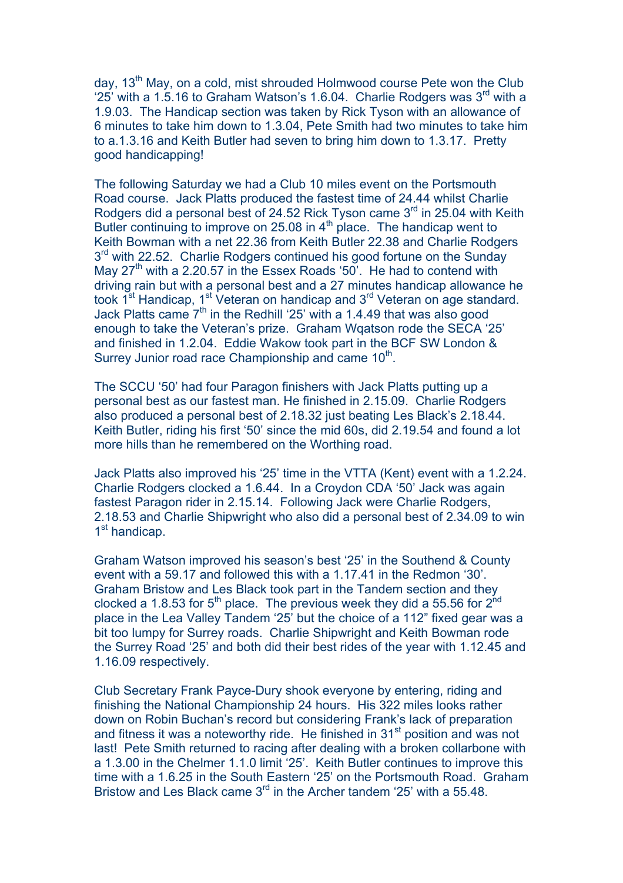day, 13th May, on a cold, mist shrouded Holmwood course Pete won the Club '25' with a 1.5.16 to Graham Watson's 1.6.04. Charlie Rodgers was 3rd with a 1.9.03. The Handicap section was taken by Rick Tyson with an allowance of 6 minutes to take him down to 1.3.04, Pete Smith had two minutes to take him to a.1.3.16 and Keith Butler had seven to bring him down to 1.3.17. Pretty good handicapping!

The following Saturday we had a Club 10 miles event on the Portsmouth Road course. Jack Platts produced the fastest time of 24.44 whilst Charlie Rodgers did a personal best of 24.52 Rick Tyson came 3rd in 25.04 with Keith Butler continuing to improve on 25.08 in 4th place. The handicap went to Keith Bowman with a net 22.36 from Keith Butler 22.38 and Charlie Rodgers 3rd with 22.52. Charlie Rodgers continued his good fortune on the Sunday May 27th with a 2.20.57 in the Essex Roads '50'. He had to contend with driving rain but with a personal best and a 27 minutes handicap allowance he took 1st Handicap, 1st Veteran on handicap and 3rd Veteran on age standard. Jack Platts came 7th in the Redhill '25' with a 1.4.49 that was also good enough to take the Veteran's prize. Graham Wqatson rode the SECA '25' and finished in 1.2.04. Eddie Wakow took part in the BCF SW London & Surrey Junior road race Championship and came 10th.

The SCCU '50' had four Paragon finishers with Jack Platts putting up a personal best as our fastest man. He finished in 2.15.09. Charlie Rodgers also produced a personal best of 2.18.32 just beating Les Black's 2.18.44. Keith Butler, riding his first '50' since the mid 60s, did 2.19.54 and found a lot more hills than he remembered on the Worthing road.

Jack Platts also improved his '25' time in the VTTA (Kent) event with a 1.2.24. Charlie Rodgers clocked a 1.6.44. In a Croydon CDA '50' Jack was again fastest Paragon rider in 2.15.14. Following Jack were Charlie Rodgers, 2.18.53 and Charlie Shipwright who also did a personal best of 2.34.09 to win 1st handicap.

Graham Watson improved his season's best '25' in the Southend & County event with a 59.17 and followed this with a 1.17.41 in the Redmon '30'. Graham Bristow and Les Black took part in the Tandem section and they clocked a 1.8.53 for 5th place. The previous week they did a 55.56 for 2nd place in the Lea Valley Tandem '25' but the choice of a 112" fixed gear was a bit too lumpy for Surrey roads. Charlie Shipwright and Keith Bowman rode the Surrey Road '25' and both did their best rides of the year with 1.12.45 and 1.16.09 respectively.

Club Secretary Frank Payce-Dury shook everyone by entering, riding and finishing the National Championship 24 hours. His 322 miles looks rather down on Robin Buchan's record but considering Frank's lack of preparation and fitness it was a noteworthy ride. He finished in 31st position and was not last! Pete Smith returned to racing after dealing with a broken collarbone with a 1.3.00 in the Chelmer 1.1.0 limit '25'. Keith Butler continues to improve this time with a 1.6.25 in the South Eastern '25' on the Portsmouth Road. Graham Bristow and Les Black came 3rd in the Archer tandem '25' with a 55.48.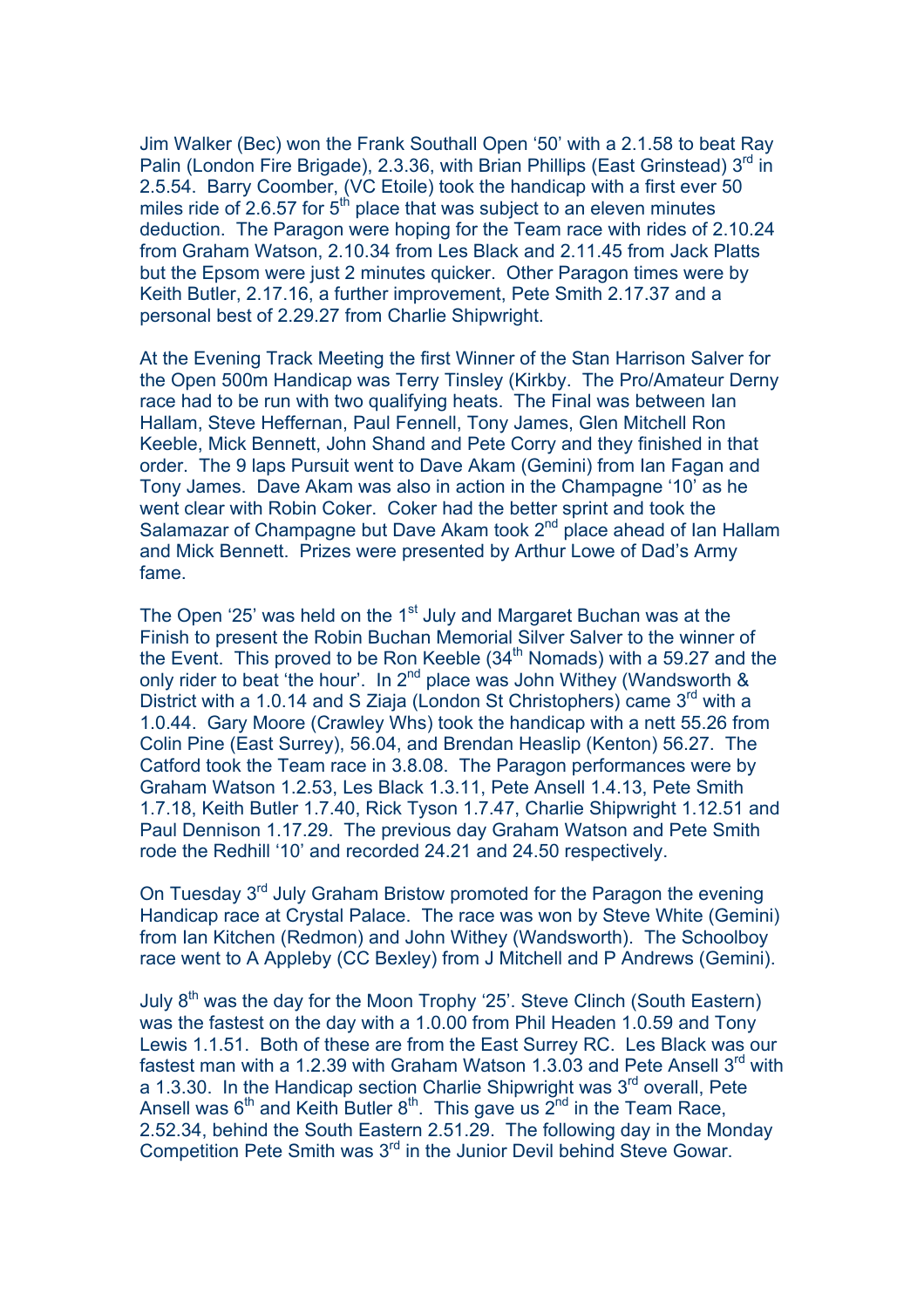Jim Walker (Bec) won the Frank Southall Open '50' with a 2.1.58 to beat Ray Palin (London Fire Brigade), 2.3.36, with Brian Phillips (East Grinstead) 3rd in 2.5.54. Barry Coomber, (VC Etoile) took the handicap with a first ever 50 miles ride of 2.6.57 for 5th place that was subject to an eleven minutes deduction. The Paragon were hoping for the Team race with rides of 2.10.24 from Graham Watson, 2.10.34 from Les Black and 2.11.45 from Jack Platts but the Epsom were just 2 minutes quicker. Other Paragon times were by Keith Butler, 2.17.16, a further improvement, Pete Smith 2.17.37 and a personal best of 2.29.27 from Charlie Shipwright.

At the Evening Track Meeting the first Winner of the Stan Harrison Salver for the Open 500m Handicap was Terry Tinsley (Kirkby. The Pro/Amateur Derny race had to be run with two qualifying heats. The Final was between Ian Hallam, Steve Heffernan, Paul Fennell, Tony James, Glen Mitchell Ron Keeble, Mick Bennett, John Shand and Pete Corry and they finished in that order. The 9 laps Pursuit went to Dave Akam (Gemini) from Ian Fagan and Tony James. Dave Akam was also in action in the Champagne '10' as he went clear with Robin Coker. Coker had the better sprint and took the Salamazar of Champagne but Dave Akam took 2nd place ahead of Ian Hallam and Mick Bennett. Prizes were presented by Arthur Lowe of Dad's Army fame.

The Open '25' was held on the 1st July and Margaret Buchan was at the Finish to present the Robin Buchan Memorial Silver Salver to the winner of the Event. This proved to be Ron Keeble (34th Nomads) with a 59.27 and the only rider to beat 'the hour'. In 2nd place was John Withey (Wandsworth & District with a 1.0.14 and S Ziaja (London St Christophers) came 3rd with a 1.0.44. Gary Moore (Crawley Whs) took the handicap with a nett 55.26 from Colin Pine (East Surrey), 56.04, and Brendan Heaslip (Kenton) 56.27. The Catford took the Team race in 3.8.08. The Paragon performances were by Graham Watson 1.2.53, Les Black 1.3.11, Pete Ansell 1.4.13, Pete Smith 1.7.18, Keith Butler 1.7.40, Rick Tyson 1.7.47, Charlie Shipwright 1.12.51 and Paul Dennison 1.17.29. The previous day Graham Watson and Pete Smith rode the Redhill '10' and recorded 24.21 and 24.50 respectively.

On Tuesday 3rd July Graham Bristow promoted for the Paragon the evening Handicap race at Crystal Palace. The race was won by Steve White (Gemini) from Ian Kitchen (Redmon) and John Withey (Wandsworth). The Schoolboy race went to A Appleby (CC Bexley) from J Mitchell and P Andrews (Gemini).

July 8th was the day for the Moon Trophy '25'. Steve Clinch (South Eastern) was the fastest on the day with a 1.0.00 from Phil Headen 1.0.59 and Tony Lewis 1.1.51. Both of these are from the East Surrey RC. Les Black was our fastest man with a 1.2.39 with Graham Watson 1.3.03 and Pete Ansell 3rd with a 1.3.30. In the Handicap section Charlie Shipwright was 3rd overall, Pete Ansell was 6th and Keith Butler 8th. This gave us 2nd in the Team Race, 2.52.34, behind the South Eastern 2.51.29. The following day in the Monday Competition Pete Smith was 3rd in the Junior Devil behind Steve Gowar.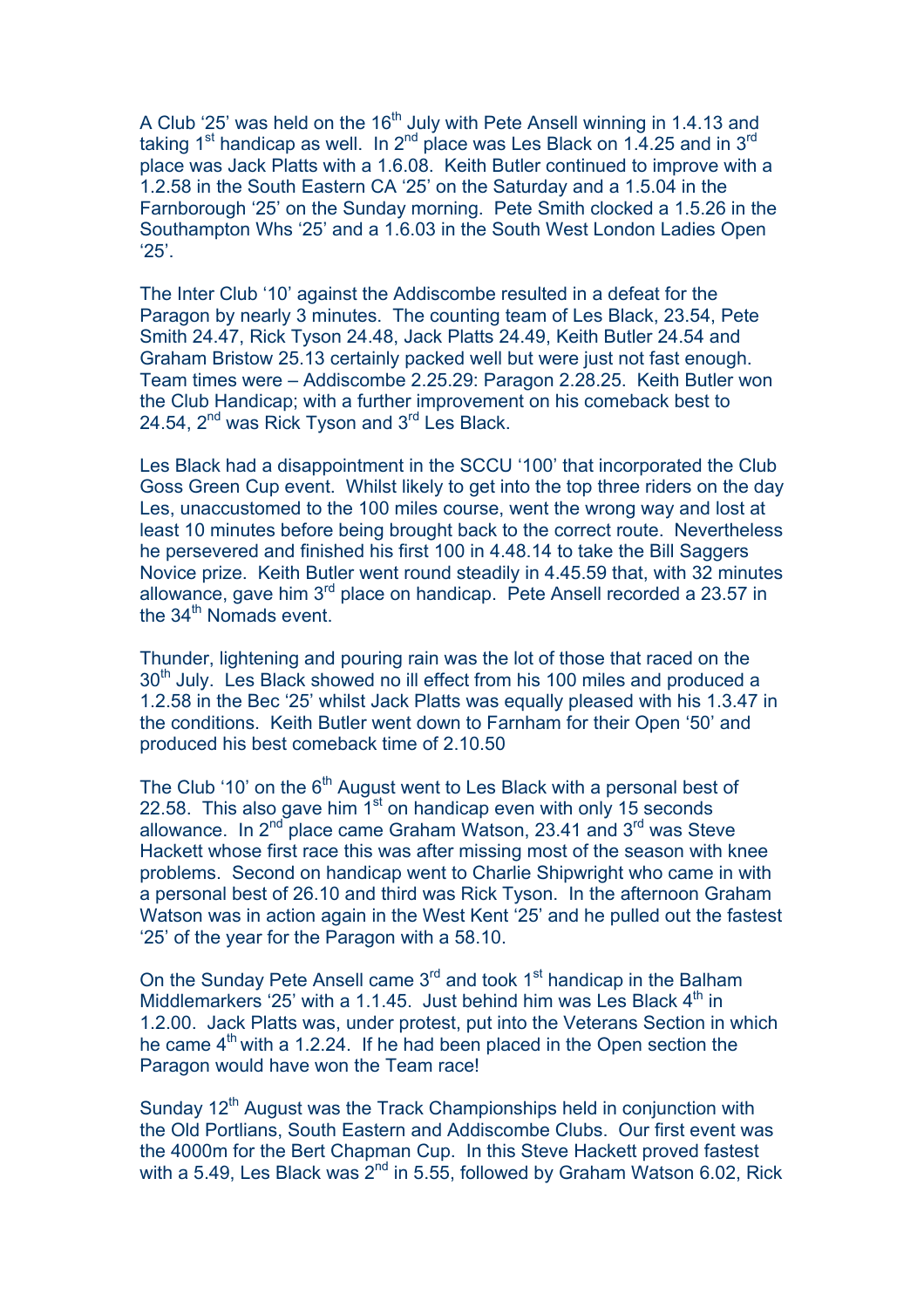A Club '25' was held on the 16th July with Pete Ansell winning in 1.4.13 and taking 1st handicap as well. In 2nd place was Les Black on 1.4.25 and in 3rd place was Jack Platts with a 1.6.08. Keith Butler continued to improve with a 1.2.58 in the South Eastern CA '25' on the Saturday and a 1.5.04 in the Farnborough '25' on the Sunday morning. Pete Smith clocked a 1.5.26 in the Southampton Whs '25' and a 1.6.03 in the South West London Ladies Open '25'.

The Inter Club '10' against the Addiscombe resulted in a defeat for the Paragon by nearly 3 minutes. The counting team of Les Black, 23.54, Pete Smith 24.47, Rick Tyson 24.48, Jack Platts 24.49, Keith Butler 24.54 and Graham Bristow 25.13 certainly packed well but were just not fast enough. Team times were – Addiscombe 2.25.29: Paragon 2.28.25. Keith Butler won the Club Handicap; with a further improvement on his comeback best to 24.54, 2nd was Rick Tyson and 3rd Les Black.

Les Black had a disappointment in the SCCU '100' that incorporated the Club Goss Green Cup event. Whilst likely to get into the top three riders on the day Les, unaccustomed to the 100 miles course, went the wrong way and lost at least 10 minutes before being brought back to the correct route. Nevertheless he persevered and finished his first 100 in 4.48.14 to take the Bill Saggers Novice prize. Keith Butler went round steadily in 4.45.59 that, with 32 minutes allowance, gave him 3rd place on handicap. Pete Ansell recorded a 23.57 in the 34th Nomads event.

Thunder, lightening and pouring rain was the lot of those that raced on the 30th July. Les Black showed no ill effect from his 100 miles and produced a 1.2.58 in the Bec '25' whilst Jack Platts was equally pleased with his 1.3.47 in the conditions. Keith Butler went down to Farnham for their Open '50' and produced his best comeback time of 2.10.50

The Club '10' on the 6th August went to Les Black with a personal best of 22.58. This also gave him 1st on handicap even with only 15 seconds allowance. In 2nd place came Graham Watson, 23.41 and 3rd was Steve Hackett whose first race this was after missing most of the season with knee problems. Second on handicap went to Charlie Shipwright who came in with a personal best of 26.10 and third was Rick Tyson. In the afternoon Graham Watson was in action again in the West Kent '25' and he pulled out the fastest '25' of the year for the Paragon with a 58.10.

On the Sunday Pete Ansell came 3rd and took 1st handicap in the Balham Middlemarkers '25' with a 1.1.45. Just behind him was Les Black 4th in 1.2.00. Jack Platts was, under protest, put into the Veterans Section in which he came 4th with a 1.2.24. If he had been placed in the Open section the Paragon would have won the Team race!

Sunday 12th August was the Track Championships held in conjunction with the Old Portlians, South Eastern and Addiscombe Clubs. Our first event was the 4000m for the Bert Chapman Cup. In this Steve Hackett proved fastest with a 5.49, Les Black was 2nd in 5.55, followed by Graham Watson 6.02, Rick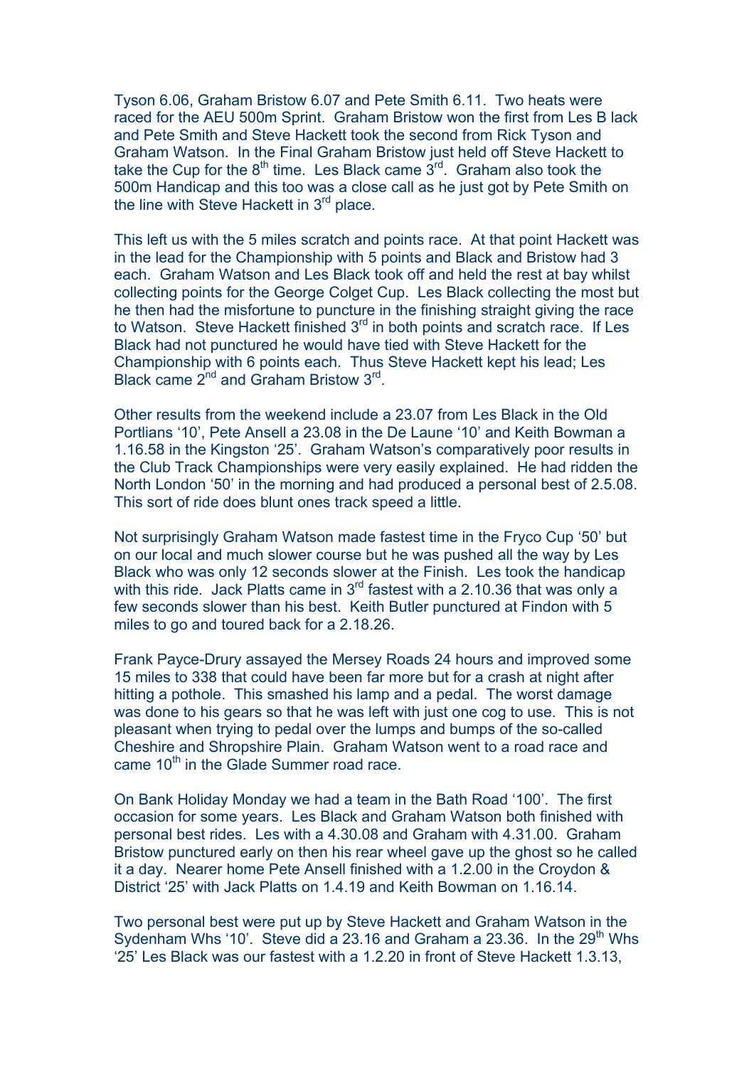Tyson 6.06, Graham Bristow 6.07 and Pete Smith 6.11. Two heats were raced for the AEU 500m Sprint. Graham Bristow won the first from Les B lack and Pete Smith and Steve Hackett took the second from Rick Tyson and Graham Watson. In the Final Graham Bristow just held off Steve Hackett to take the Cup for the 8th time. Les Black came 3rd. Graham also took the 500m Handicap and this too was a close call as he just got by Pete Smith on the line with Steve Hackett in 3rd place.

This left us with the 5 miles scratch and points race. At that point Hackett was in the lead for the Championship with 5 points and Black and Bristow had 3 each. Graham Watson and Les Black took off and held the rest at bay whilst collecting points for the George Colget Cup. Les Black collecting the most but he then had the misfortune to puncture in the finishing straight giving the race to Watson. Steve Hackett finished 3rd in both points and scratch race. If Les Black had not punctured he would have tied with Steve Hackett for the Championship with 6 points each. Thus Steve Hackett kept his lead; Les Black came 2nd and Graham Bristow 3rd.

Other results from the weekend include a 23.07 from Les Black in the Old Portlians '10', Pete Ansell a 23.08 in the De Laune '10' and Keith Bowman a 1.16.58 in the Kingston '25'. Graham Watson's comparatively poor results in the Club Track Championships were very easily explained. He had ridden the North London '50' in the morning and had produced a personal best of 2.5.08. This sort of ride does blunt ones track speed a little.

Not surprisingly Graham Watson made fastest time in the Fryco Cup '50' but on our local and much slower course but he was pushed all the way by Les Black who was only 12 seconds slower at the Finish. Les took the handicap with this ride. Jack Platts came in 3rd fastest with a 2.10.36 that was only a few seconds slower than his best. Keith Butler punctured at Findon with 5 miles to go and toured back for a 2.18.26.

Frank Payce-Drury assayed the Mersey Roads 24 hours and improved some 15 miles to 338 that could have been far more but for a crash at night after hitting a pothole. This smashed his lamp and a pedal. The worst damage was done to his gears so that he was left with just one cog to use. This is not pleasant when trying to pedal over the lumps and bumps of the so-called Cheshire and Shropshire Plain. Graham Watson went to a road race and came 10th in the Glade Summer road race.

On Bank Holiday Monday we had a team in the Bath Road '100'. The first occasion for some years. Les Black and Graham Watson both finished with personal best rides. Les with a 4.30.08 and Graham with 4.31.00. Graham Bristow punctured early on then his rear wheel gave up the ghost so he called it a day. Nearer home Pete Ansell finished with a 1.2.00 in the Croydon & District '25' with Jack Platts on 1.4.19 and Keith Bowman on 1.16.14.

Two personal best were put up by Steve Hackett and Graham Watson in the Sydenham Whs '10'. Steve did a 23.16 and Graham a 23.36. In the 29th Whs '25' Les Black was our fastest with a 1.2.20 in front of Steve Hackett 1.3.13,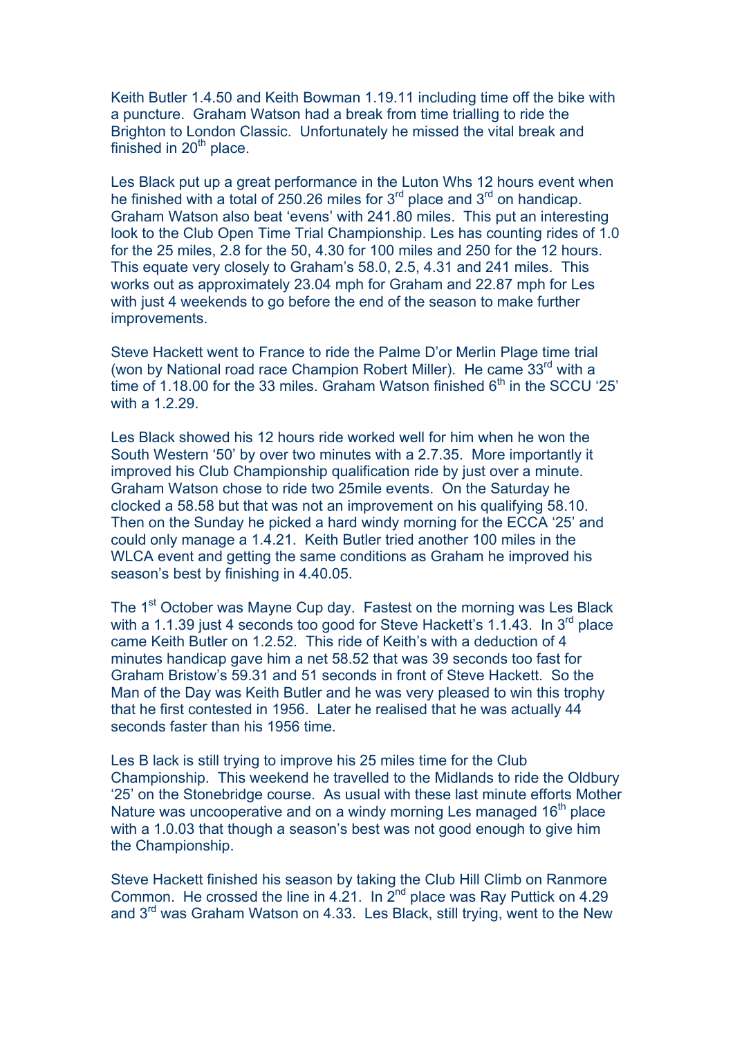Keith Butler 1.4.50 and Keith Bowman 1.19.11 including time off the bike with a puncture. Graham Watson had a break from time trialling to ride the Brighton to London Classic. Unfortunately he missed the vital break and finished in 20th place.

Les Black put up a great performance in the Luton Whs 12 hours event when he finished with a total of 250.26 miles for 3rd place and 3rd on handicap. Graham Watson also beat 'evens' with 241.80 miles. This put an interesting look to the Club Open Time Trial Championship. Les has counting rides of 1.0 for the 25 miles, 2.8 for the 50, 4.30 for 100 miles and 250 for the 12 hours. This equate very closely to Graham's 58.0, 2.5, 4.31 and 241 miles. This works out as approximately 23.04 mph for Graham and 22.87 mph for Les with just 4 weekends to go before the end of the season to make further improvements.

Steve Hackett went to France to ride the Palme D'or Merlin Plage time trial (won by National road race Champion Robert Miller). He came 33rd with a time of 1.18.00 for the 33 miles. Graham Watson finished 6th in the SCCU '25' with a 1.2.29.

Les Black showed his 12 hours ride worked well for him when he won the South Western '50' by over two minutes with a 2.7.35. More importantly it improved his Club Championship qualification ride by just over a minute. Graham Watson chose to ride two 25mile events. On the Saturday he clocked a 58.58 but that was not an improvement on his qualifying 58.10. Then on the Sunday he picked a hard windy morning for the ECCA '25' and could only manage a 1.4.21. Keith Butler tried another 100 miles in the WLCA event and getting the same conditions as Graham he improved his season's best by finishing in 4.40.05.

The 1st October was Mayne Cup day. Fastest on the morning was Les Black with a 1.1.39 just 4 seconds too good for Steve Hackett's 1.1.43. In 3rd place came Keith Butler on 1.2.52. This ride of Keith's with a deduction of 4 minutes handicap gave him a net 58.52 that was 39 seconds too fast for Graham Bristow's 59.31 and 51 seconds in front of Steve Hackett. So the Man of the Day was Keith Butler and he was very pleased to win this trophy that he first contested in 1956. Later he realised that he was actually 44 seconds faster than his 1956 time.

Les B lack is still trying to improve his 25 miles time for the Club Championship. This weekend he travelled to the Midlands to ride the Oldbury '25' on the Stonebridge course. As usual with these last minute efforts Mother Nature was uncooperative and on a windy morning Les managed 16th place with a 1.0.03 that though a season's best was not good enough to give him the Championship.

Steve Hackett finished his season by taking the Club Hill Climb on Ranmore Common. He crossed the line in 4.21. In 2nd place was Ray Puttick on 4.29 and 3rd was Graham Watson on 4.33. Les Black, still trying, went to the New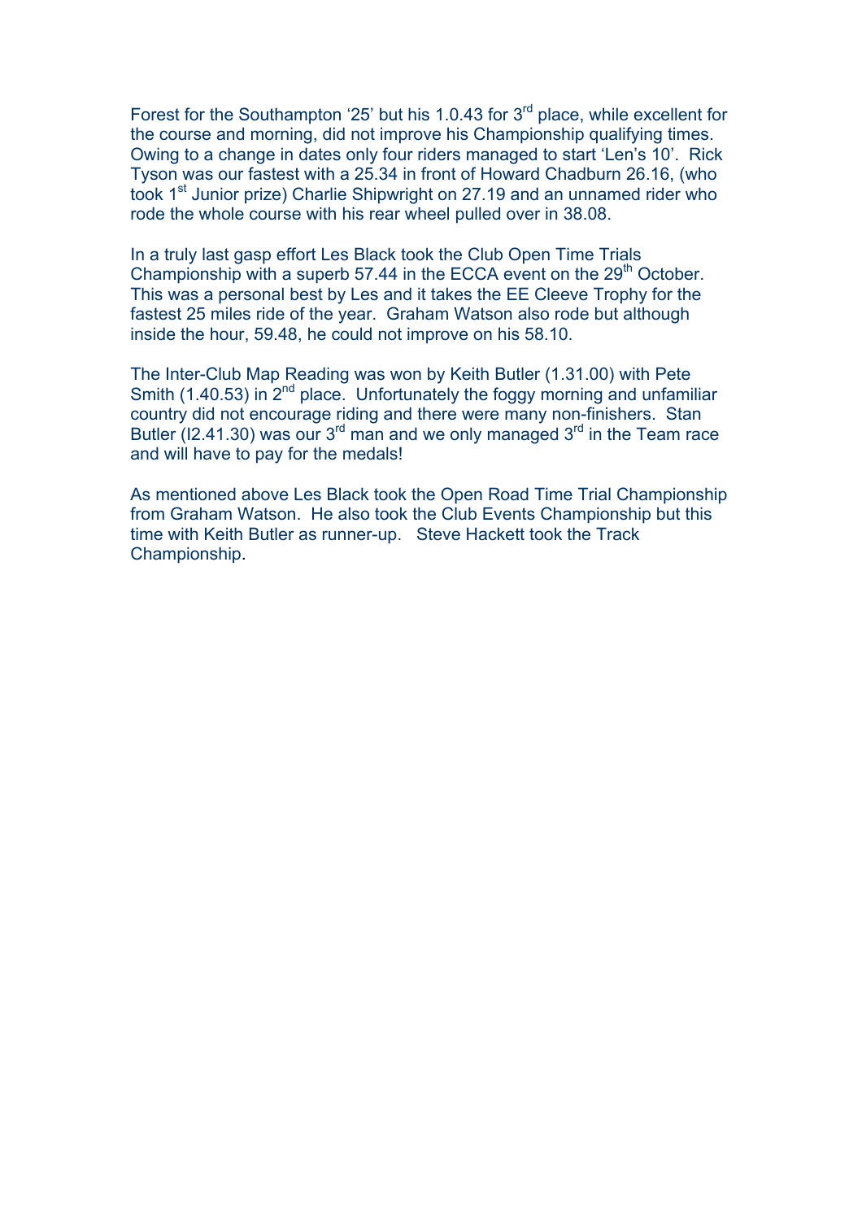Forest for the Southampton '25' but his 1.0.43 for 3rd place, while excellent for the course and morning, did not improve his Championship qualifying times. Owing to a change in dates only four riders managed to start 'Len's 10'. Rick Tyson was our fastest with a 25.34 in front of Howard Chadburn 26.16, (who took 1st Junior prize) Charlie Shipwright on 27.19 and an unnamed rider who rode the whole course with his rear wheel pulled over in 38.08.

In a truly last gasp effort Les Black took the Club Open Time Trials Championship with a superb 57.44 in the ECCA event on the 29th October. This was a personal best by Les and it takes the EE Cleeve Trophy for the fastest 25 miles ride of the year. Graham Watson also rode but although inside the hour, 59.48, he could not improve on his 58.10.

The Inter-Club Map Reading was won by Keith Butler (1.31.00) with Pete Smith (1.40.53) in 2nd place. Unfortunately the foggy morning and unfamiliar country did not encourage riding and there were many non-finishers. Stan Butler (I2.41.30) was our 3rd man and we only managed 3rd in the Team race and will have to pay for the medals!

As mentioned above Les Black took the Open Road Time Trial Championship from Graham Watson. He also took the Club Events Championship but this time with Keith Butler as runner-up. Steve Hackett took the Track Championship.